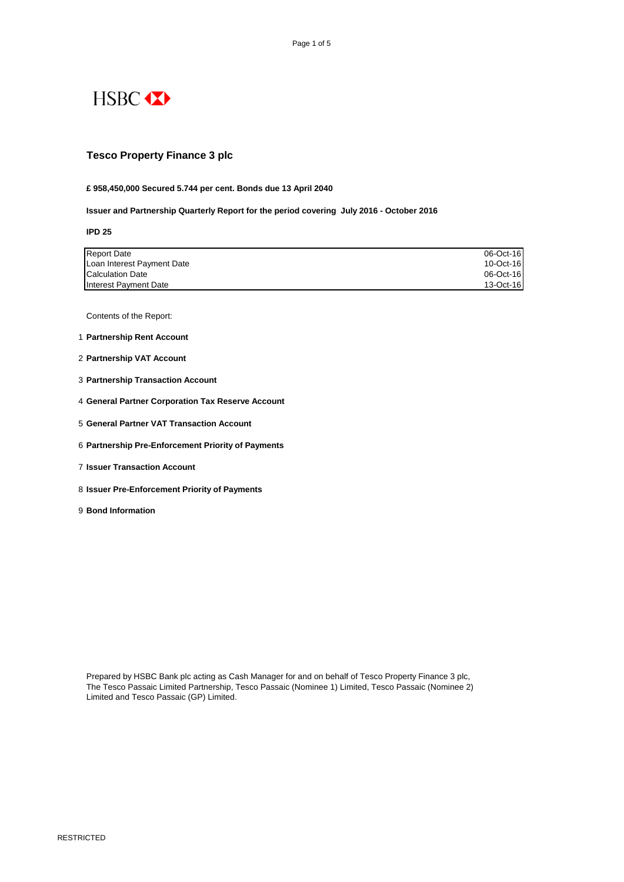HSBC

# Tesco Property Finance 3 plc

**£ 958,450,000 Secured 5.744 per cent. Bonds due 13 April 2040**

**Issuer and Partnership Quarterly Report for the period covering July 2016 - October 2016**

**IPD 25**

| | |
|---|---|
| Report Date | 06-Oct-16 |
| Loan Interest Payment Date | 10-Oct-16 |
| Calculation Date | 06-Oct-16 |
| Interest Payment Date | 13-Oct-16 |

Contents of the Report:

1. **Partnership Rent Account**
2. **Partnership VAT Account**
3. **Partnership Transaction Account**
4. **General Partner Corporation Tax Reserve Account**
5. **General Partner VAT Transaction Account**
6. **Partnership Pre-Enforcement Priority of Payments**
7. **Issuer Transaction Account**
8. **Issuer Pre-Enforcement Priority of Payments**
9. **Bond Information**

Prepared by HSBC Bank plc acting as Cash Manager for and on behalf of Tesco Property Finance 3 plc, The Tesco Passaic Limited Partnership, Tesco Passaic (Nominee 1) Limited, Tesco Passaic (Nominee 2) Limited and Tesco Passaic (GP) Limited.

RESTRICTED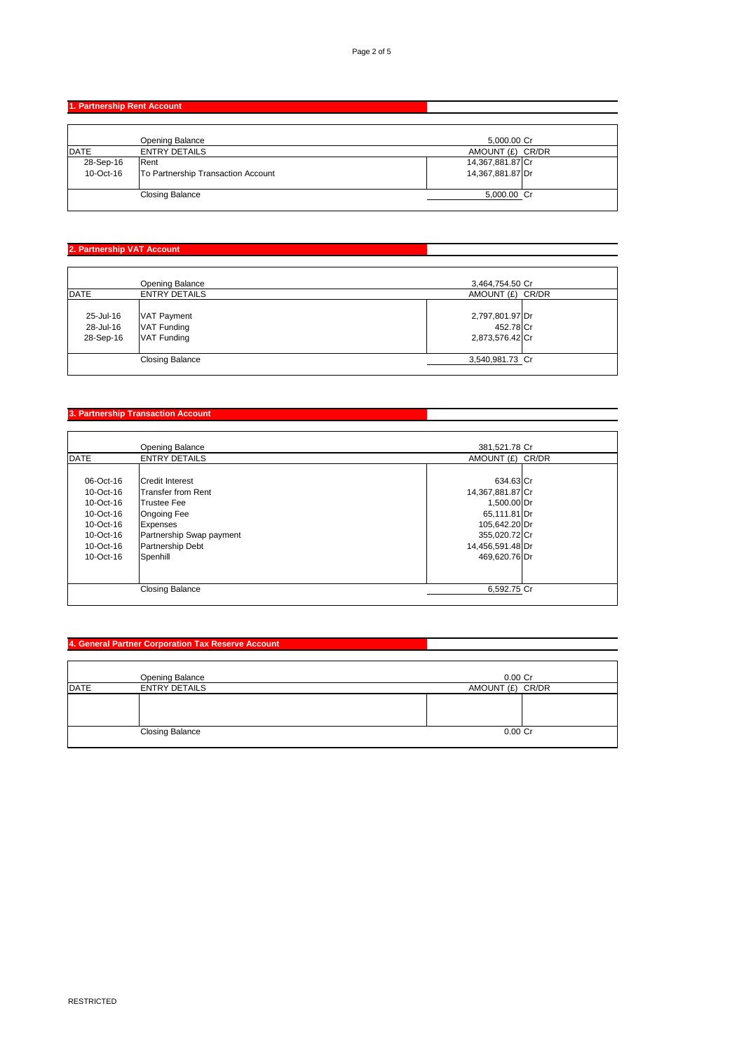## 1. Partnership Rent Account

| DATE | ENTRY DETAILS | AMOUNT (£) | CR/DR |
|---|---|---|---|
| | Opening Balance | 5,000.00 | Cr |
| 28-Sep-16 | Rent | 14,367,881.87 | Cr |
| 10-Oct-16 | To Partnership Transaction Account | 14,367,881.87 | Dr |
| | Closing Balance | 5,000.00 | Cr |

## 2. Partnership VAT Account

| DATE | ENTRY DETAILS | AMOUNT (£) | CR/DR |
|---|---|---|---|
| | Opening Balance | 3,464,754.50 | Cr |
| 25-Jul-16 | VAT Payment | 2,797,801.97 | Dr |
| 28-Jul-16 | VAT Funding | 452.78 | Cr |
| 28-Sep-16 | VAT Funding | 2,873,576.42 | Cr |
| | Closing Balance | 3,540,981.73 | Cr |

## 3. Partnership Transaction Account

| DATE | ENTRY DETAILS | AMOUNT (£) | CR/DR |
|---|---|---|---|
| | Opening Balance | 381,521.78 | Cr |
| 06-Oct-16 | Credit Interest | 634.63 | Cr |
| 10-Oct-16 | Transfer from Rent | 14,367,881.87 | Cr |
| 10-Oct-16 | Trustee Fee | 1,500.00 | Dr |
| 10-Oct-16 | Ongoing Fee | 65,111.81 | Dr |
| 10-Oct-16 | Expenses | 105,642.20 | Dr |
| 10-Oct-16 | Partnership Swap payment | 355,020.72 | Cr |
| 10-Oct-16 | Partnership Debt | 14,456,591.48 | Dr |
| 10-Oct-16 | Spenhill | 469,620.76 | Dr |
| | Closing Balance | 6,592.75 | Cr |

## 4. General Partner Corporation Tax Reserve Account

| DATE | ENTRY DETAILS | AMOUNT (£) | CR/DR |
|---|---|---|---|
| | Opening Balance | 0.00 | Cr |
| | | | |
| | Closing Balance | 0.00 | Cr |

RESTRICTED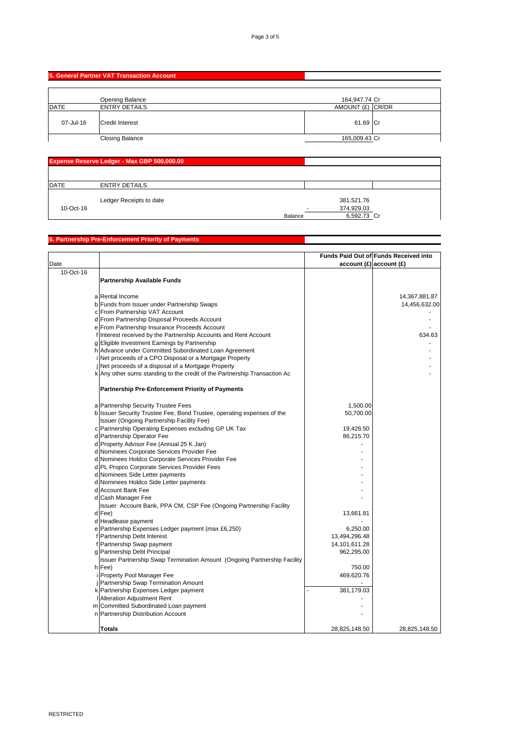## 5. General Partner VAT Transaction Account

| DATE | ENTRY DETAILS | AMOUNT (£) | CR/DR |
|---|---|---|---|
| | Opening Balance | 164,947.74 | Cr |
| 07-Jul-16 | Credit Interest | 61.69 | Cr |
| | Closing Balance | 165,009.43 | Cr |

## Expense Reserve Ledger - Max GBP 500,000.00

| DATE | ENTRY DETAILS | | |
|---|---|---|---|
| | Ledger Receipts to date | 381,521.76 | |
| 10-Oct-16 | - | 374,929.03 | |
| | Balance | 6,592.73 | Cr |

## 6. Partnership Pre-Enforcement Priority of Payments

| Date | | | Funds Paid Out of account (£) | Funds Received into account (£) |
|---|---|---|---|---|
| 10-Oct-16 | | **Partnership Available Funds** | | |
| | a | Rental Income | | 14,367,881.87 |
| | b | Funds from Issuer under Partnership Swaps | | 14,456,632.00 |
| | c | From Partnership VAT Account | | - |
| | d | From Partnership Disposal Proceeds Account | | - |
| | e | From Partnership Insurance Proceeds Account | | - |
| | f | Interest received by the Partnership Accounts and Rent Account | | 634.63 |
| | g | Eligible Investment Earnings by Partnership | | - |
| | h | Advance under Committed Subordinated Loan Agreement | | - |
| | i | Net proceeds of a CPO Disposal or a Mortgage Property | | - |
| | j | Net proceeds of a disposal of a Mortgage Property | | - |
| | k | Any other sums standing to the credit of the Partnership Transaction Ac | | - |
| | | **Partnership Pre-Enforcement Priority of Payments** | | |
| | a | Partnership Security Trustee Fees | 1,500.00 | |
| | b | Issuer Security Trustee Fee, Bond Trustee, operating expenses of the Issuer (Ongoing Partnership Facility Fee) | 50,700.00 | |
| | c | Partnership Operating Expenses excluding GP UK Tax | 19,426.50 | |
| | d | Partnership Operator Fee | 86,215.70 | |
| | d | Property Advisor Fee (Annual 25 K Jan) | - | |
| | d | Nominees Corporate Services Provider Fee | - | |
| | d | Nominees Holdco Corporate Services Provider Fee | - | |
| | d | PL Propco Corporate Services Provider Fees | - | |
| | d | Nominees Side Letter payments | - | |
| | d | Nominees Holdco Side Letter payments | - | |
| | d | Account Bank Fee | - | |
| | d | Cash Manager Fee | - | |
| | d | Issuer Account Bank, PPA CM, CSP Fee (Ongoing Partnership Facility Fee) | 13,661.81 | |
| | d | Headlease payment | - | |
| | e | Partnership Expenses Ledger payment (max £6,250) | 6,250.00 | |
| | f | Partnership Debt Interest | 13,494,296.48 | |
| | f | Partnership Swap payment | 14,101,611.28 | |
| | g | Partnership Debt Principal | 962,295.00 | |
| | h | Issuer Partnership Swap Termination Amount (Ongoing Partnership Facility Fee) | 750.00 | |
| | i | Property Pool Manager Fee | 469,620.76 | |
| | j | Partnership Swap Termination Amount | - | |
| | k | Partnership Expenses Ledger payment | - 381,179.03 | |
| | l | Alteration Adjustment Rent | - | |
| | m | Committed Subordinated Loan payment | - | |
| | n | Partnership Distribution Account | - | |
| | | **Totals** | 28,825,148.50 | 28,825,148.50 |

RESTRICTED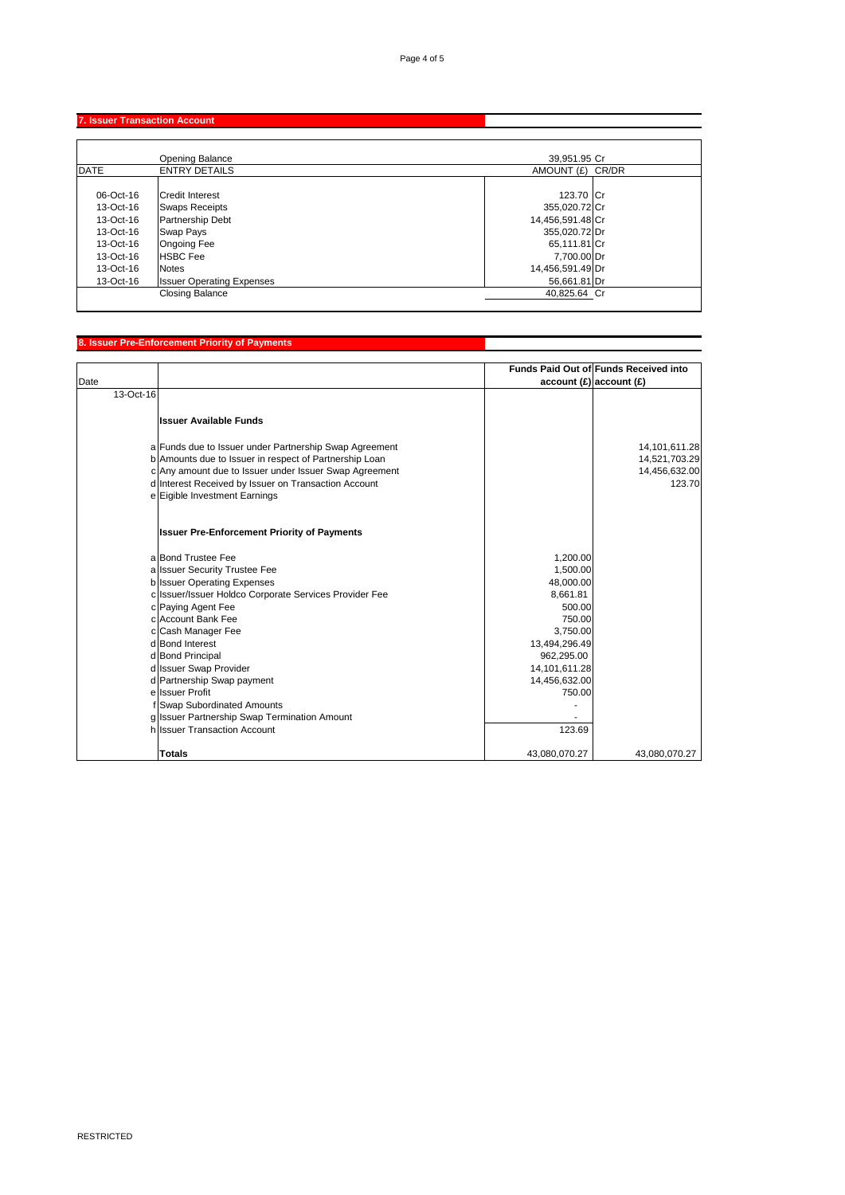## 7. Issuer Transaction Account

| DATE | ENTRY DETAILS | AMOUNT (£) | CR/DR |
|---|---|---|---|
| | Opening Balance | 39,951.95 | Cr |
| 06-Oct-16 | Credit Interest | 123.70 | Cr |
| 13-Oct-16 | Swaps Receipts | 355,020.72 | Cr |
| 13-Oct-16 | Partnership Debt | 14,456,591.48 | Cr |
| 13-Oct-16 | Swap Pays | 355,020.72 | Dr |
| 13-Oct-16 | Ongoing Fee | 65,111.81 | Cr |
| 13-Oct-16 | HSBC Fee | 7,700.00 | Dr |
| 13-Oct-16 | Notes | 14,456,591.49 | Dr |
| 13-Oct-16 | Issuer Operating Expenses | 56,661.81 | Dr |
| | Closing Balance | 40,825.64 | Cr |

## 8. Issuer Pre-Enforcement Priority of Payments

| Date | | | Funds Paid Out of account (£) | Funds Received into account (£) |
|---|---|---|---|---|
| 13-Oct-16 | | | | |
| | | **Issuer Available Funds** | | |
| | a | Funds due to Issuer under Partnership Swap Agreement | | 14,101,611.28 |
| | b | Amounts due to Issuer in respect of Partnership Loan | | 14,521,703.29 |
| | c | Any amount due to Issuer under Issuer Swap Agreement | | 14,456,632.00 |
| | d | Interest Received by Issuer on Transaction Account | | 123.70 |
| | e | Eigible Investment Earnings | | |
| | | **Issuer Pre-Enforcement Priority of Payments** | | |
| | a | Bond Trustee Fee | 1,200.00 | |
| | a | Issuer Security Trustee Fee | 1,500.00 | |
| | b | Issuer Operating Expenses | 48,000.00 | |
| | c | Issuer/Issuer Holdco Corporate Services Provider Fee | 8,661.81 | |
| | c | Paying Agent Fee | 500.00 | |
| | c | Account Bank Fee | 750.00 | |
| | c | Cash Manager Fee | 3,750.00 | |
| | d | Bond Interest | 13,494,296.49 | |
| | d | Bond Principal | 962,295.00 | |
| | d | Issuer Swap Provider | 14,101,611.28 | |
| | d | Partnership Swap payment | 14,456,632.00 | |
| | e | Issuer Profit | 750.00 | |
| | f | Swap Subordinated Amounts | - | |
| | g | Issuer Partnership Swap Termination Amount | - | |
| | h | Issuer Transaction Account | 123.69 | |
| | | **Totals** | 43,080,070.27 | 43,080,070.27 |

RESTRICTED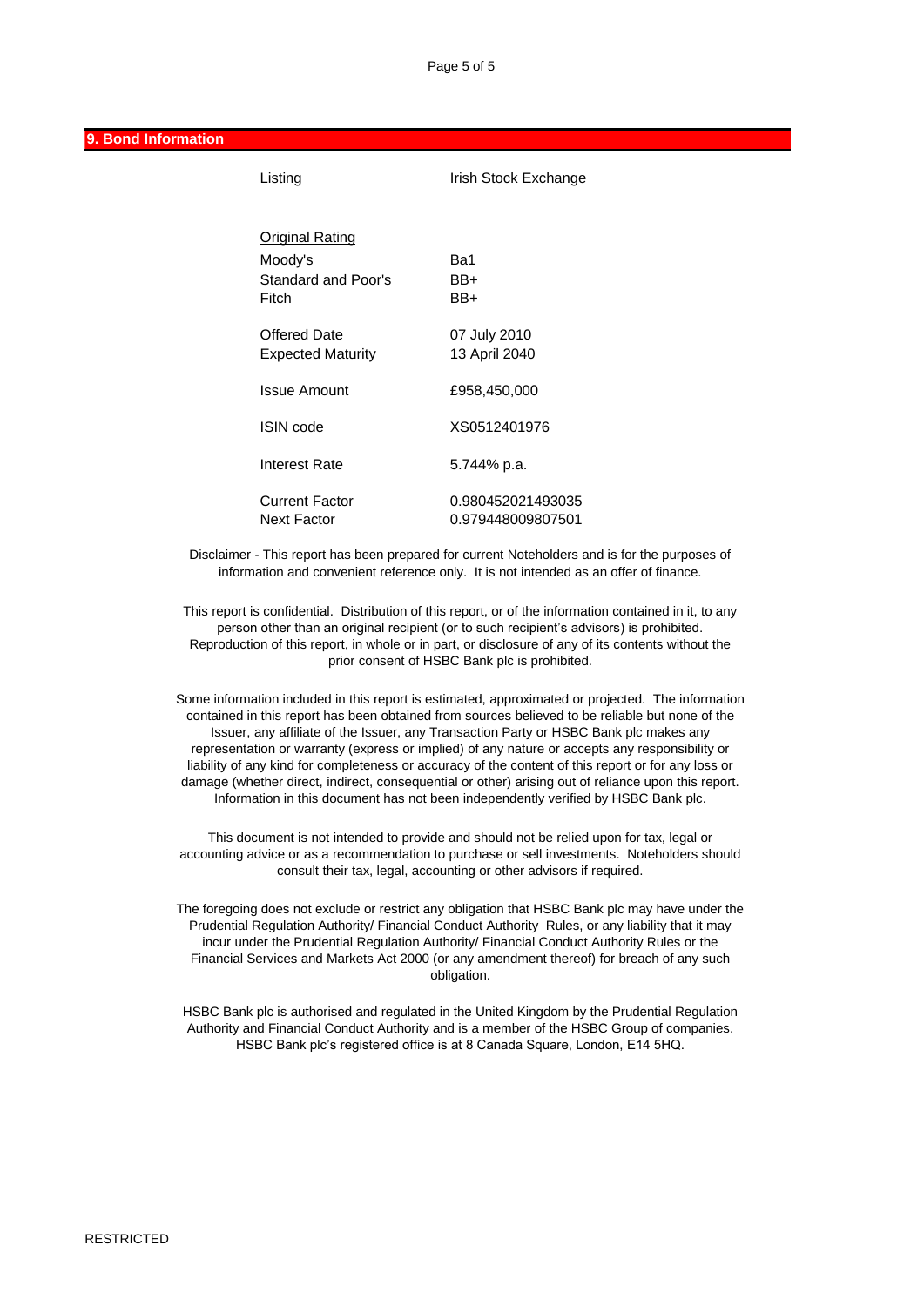## 9. Bond Information

| | |
|---|---|
| Listing | Irish Stock Exchange |
| <u>Original Rating</u> | |
| Moody's | Ba1 |
| Standard and Poor's | BB+ |
| Fitch | BB+ |
| Offered Date | 07 July 2010 |
| Expected Maturity | 13 April 2040 |
| Issue Amount | £958,450,000 |
| ISIN code | XS0512401976 |
| Interest Rate | 5.744% p.a. |
| Current Factor | 0.980452021493035 |
| Next Factor | 0.979448009807501 |

Disclaimer - This report has been prepared for current Noteholders and is for the purposes of information and convenient reference only. It is not intended as an offer of finance.

This report is confidential. Distribution of this report, or of the information contained in it, to any person other than an original recipient (or to such recipient's advisors) is prohibited. Reproduction of this report, in whole or in part, or disclosure of any of its contents without the prior consent of HSBC Bank plc is prohibited.

Some information included in this report is estimated, approximated or projected. The information contained in this report has been obtained from sources believed to be reliable but none of the Issuer, any affiliate of the Issuer, any Transaction Party or HSBC Bank plc makes any representation or warranty (express or implied) of any nature or accepts any responsibility or liability of any kind for completeness or accuracy of the content of this report or for any loss or damage (whether direct, indirect, consequential or other) arising out of reliance upon this report. Information in this document has not been independently verified by HSBC Bank plc.

This document is not intended to provide and should not be relied upon for tax, legal or accounting advice or as a recommendation to purchase or sell investments. Noteholders should consult their tax, legal, accounting or other advisors if required.

The foregoing does not exclude or restrict any obligation that HSBC Bank plc may have under the Prudential Regulation Authority/ Financial Conduct Authority Rules, or any liability that it may incur under the Prudential Regulation Authority/ Financial Conduct Authority Rules or the Financial Services and Markets Act 2000 (or any amendment thereof) for breach of any such obligation.

HSBC Bank plc is authorised and regulated in the United Kingdom by the Prudential Regulation Authority and Financial Conduct Authority and is a member of the HSBC Group of companies. HSBC Bank plc's registered office is at 8 Canada Square, London, E14 5HQ.

RESTRICTED